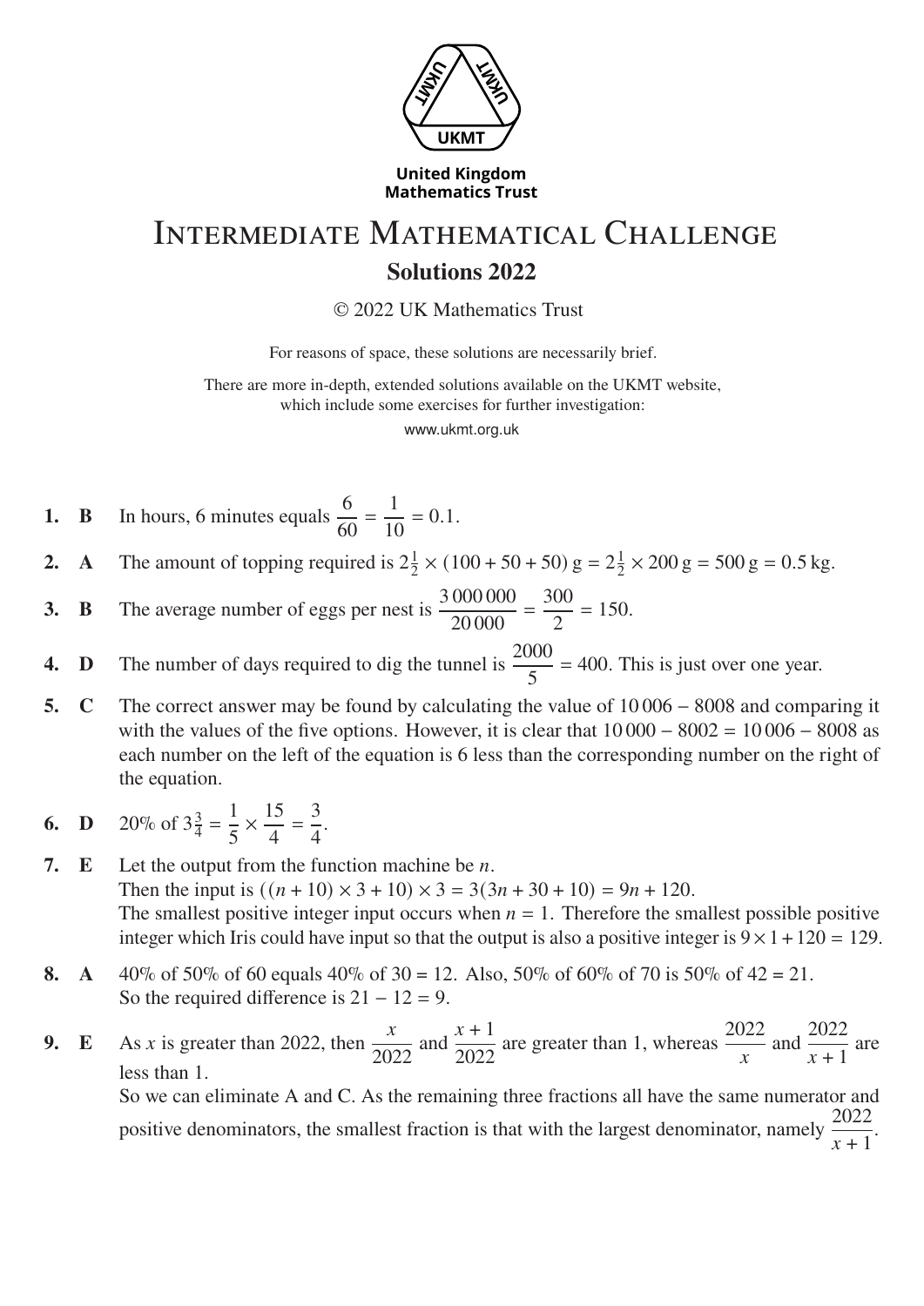United Kingdom
Mathematics Trust

# Intermediate Mathematical Challenge

## Solutions 2022

© 2022 UK Mathematics Trust

For reasons of space, these solutions are necessarily brief.

There are more in-depth, extended solutions available on the UKMT website, which include some exercises for further investigation:

www.ukmt.org.uk

**1. B** In hours, 6 minutes equals $\frac{6}{60} = \frac{1}{10} = 0.1$.

**2. A** The amount of topping required is $2\frac{1}{2} \times (100 + 50 + 50)\,\text{g} = 2\frac{1}{2} \times 200\,\text{g} = 500\,\text{g} = 0.5\,\text{kg}$.

**3. B** The average number of eggs per nest is $\frac{3\,000\,000}{20\,000} = \frac{300}{2} = 150$.

**4. D** The number of days required to dig the tunnel is $\frac{2000}{5} = 400$. This is just over one year.

**5. C** The correct answer may be found by calculating the value of $10\,006 - 8008$ and comparing it with the values of the five options. However, it is clear that $10\,000 - 8002 = 10\,006 - 8008$ as each number on the left of the equation is 6 less than the corresponding number on the right of the equation.

**6. D** 20% of $3\frac{3}{4} = \frac{1}{5} \times \frac{15}{4} = \frac{3}{4}$.

**7. E** Let the output from the function machine be $n$.
Then the input is $((n + 10) \times 3 + 10) \times 3 = 3(3n + 30 + 10) = 9n + 120$.
The smallest positive integer input occurs when $n = 1$. Therefore the smallest possible positive integer which Iris could have input so that the output is also a positive integer is $9 \times 1 + 120 = 129$.

**8. A** 40% of 50% of 60 equals 40% of 30 = 12. Also, 50% of 60% of 70 is 50% of 42 = 21.
So the required difference is $21 - 12 = 9$.

**9. E** As $x$ is greater than 2022, then $\frac{x}{2022}$ and $\frac{x+1}{2022}$ are greater than 1, whereas $\frac{2022}{x}$ and $\frac{2022}{x+1}$ are less than 1.
So we can eliminate A and C. As the remaining three fractions all have the same numerator and positive denominators, the smallest fraction is that with the largest denominator, namely $\frac{2022}{x+1}$.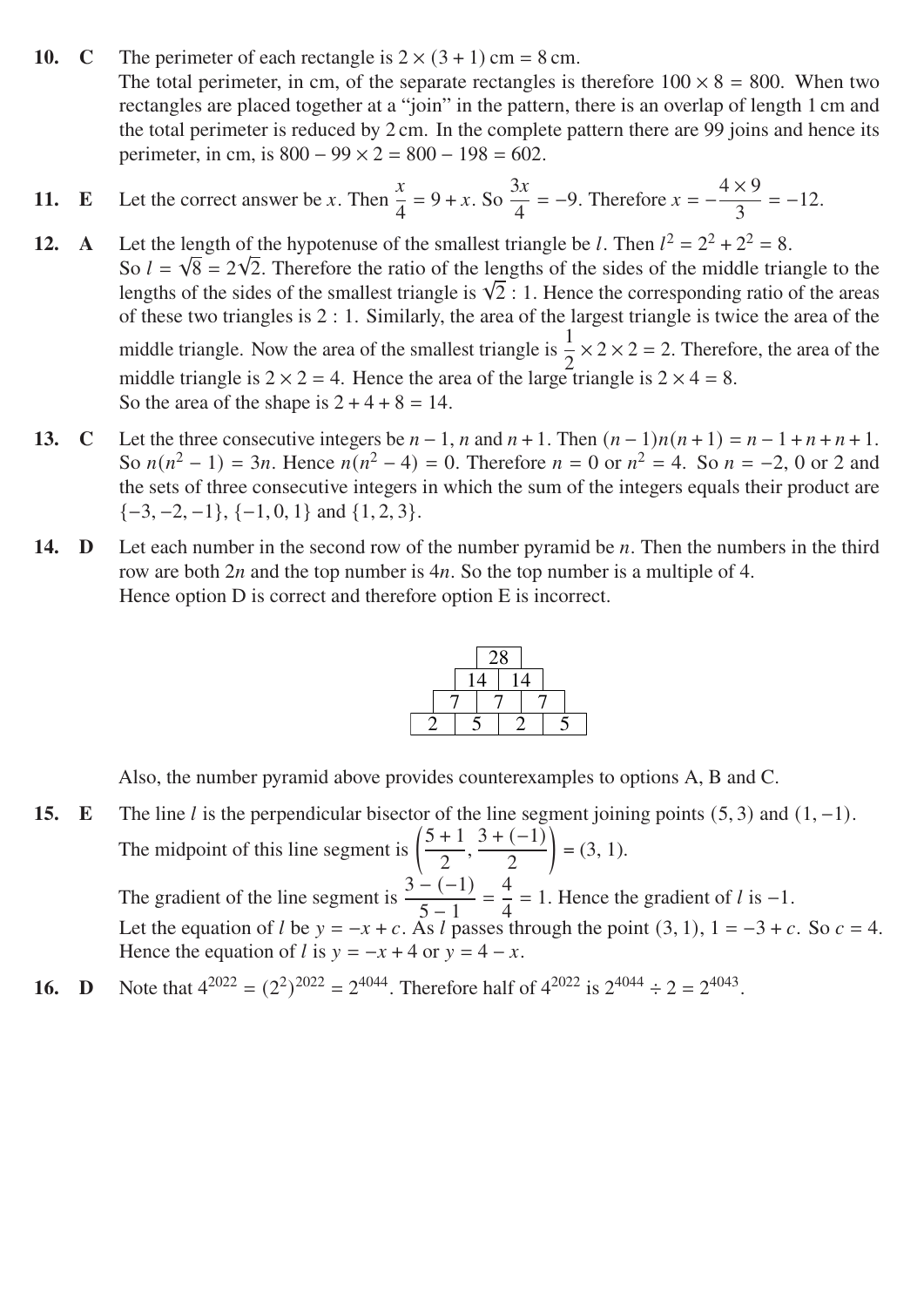**10.** **C** The perimeter of each rectangle is $2 \times (3 + 1)$ cm = 8 cm.
The total perimeter, in cm, of the separate rectangles is therefore $100 \times 8 = 800$. When two rectangles are placed together at a "join" in the pattern, there is an overlap of length 1 cm and the total perimeter is reduced by 2 cm. In the complete pattern there are 99 joins and hence its perimeter, in cm, is $800 - 99 \times 2 = 800 - 198 = 602$.

**11.** **E** Let the correct answer be $x$. Then $\frac{x}{4} = 9 + x$. So $\frac{3x}{4} = -9$. Therefore $x = -\frac{4 \times 9}{3} = -12$.

**12.** **A** Let the length of the hypotenuse of the smallest triangle be $l$. Then $l^2 = 2^2 + 2^2 = 8$.
So $l = \sqrt{8} = 2\sqrt{2}$. Therefore the ratio of the lengths of the sides of the middle triangle to the lengths of the sides of the smallest triangle is $\sqrt{2} : 1$. Hence the corresponding ratio of the areas of these two triangles is $2 : 1$. Similarly, the area of the largest triangle is twice the area of the middle triangle. Now the area of the smallest triangle is $\frac{1}{2} \times 2 \times 2 = 2$. Therefore, the area of the middle triangle is $2 \times 2 = 4$. Hence the area of the large triangle is $2 \times 4 = 8$.
So the area of the shape is $2 + 4 + 8 = 14$.

**13.** **C** Let the three consecutive integers be $n - 1$, $n$ and $n + 1$. Then $(n-1)n(n+1) = n - 1 + n + n + 1$. So $n(n^2 - 1) = 3n$. Hence $n(n^2 - 4) = 0$. Therefore $n = 0$ or $n^2 = 4$. So $n = -2$, 0 or 2 and the sets of three consecutive integers in which the sum of the integers equals their product are $\{-3, -2, -1\}$, $\{-1, 0, 1\}$ and $\{1, 2, 3\}$.

**14.** **D** Let each number in the second row of the number pyramid be $n$. Then the numbers in the third row are both $2n$ and the top number is $4n$. So the top number is a multiple of 4.
Hence option D is correct and therefore option E is incorrect.

|  |  |  |  |
|---|---|---|---|
|  | 28 |  |  |
|  | 14 | 14 |  |
| 7 | 7 | 7 |  |
| 2 | 5 | 2 | 5 |

Also, the number pyramid above provides counterexamples to options A, B and C.

**15.** **E** The line $l$ is the perpendicular bisector of the line segment joining points $(5, 3)$ and $(1, -1)$.
The midpoint of this line segment is $\left(\frac{5+1}{2}, \frac{3+(-1)}{2}\right) = (3, 1)$.
The gradient of the line segment is $\frac{3-(-1)}{5-1} = \frac{4}{4} = 1$. Hence the gradient of $l$ is $-1$.
Let the equation of $l$ be $y = -x + c$. As $l$ passes through the point $(3, 1)$, $1 = -3 + c$. So $c = 4$.
Hence the equation of $l$ is $y = -x + 4$ or $y = 4 - x$.

**16.** **D** Note that $4^{2022} = (2^2)^{2022} = 2^{4044}$. Therefore half of $4^{2022}$ is $2^{4044} \div 2 = 2^{4043}$.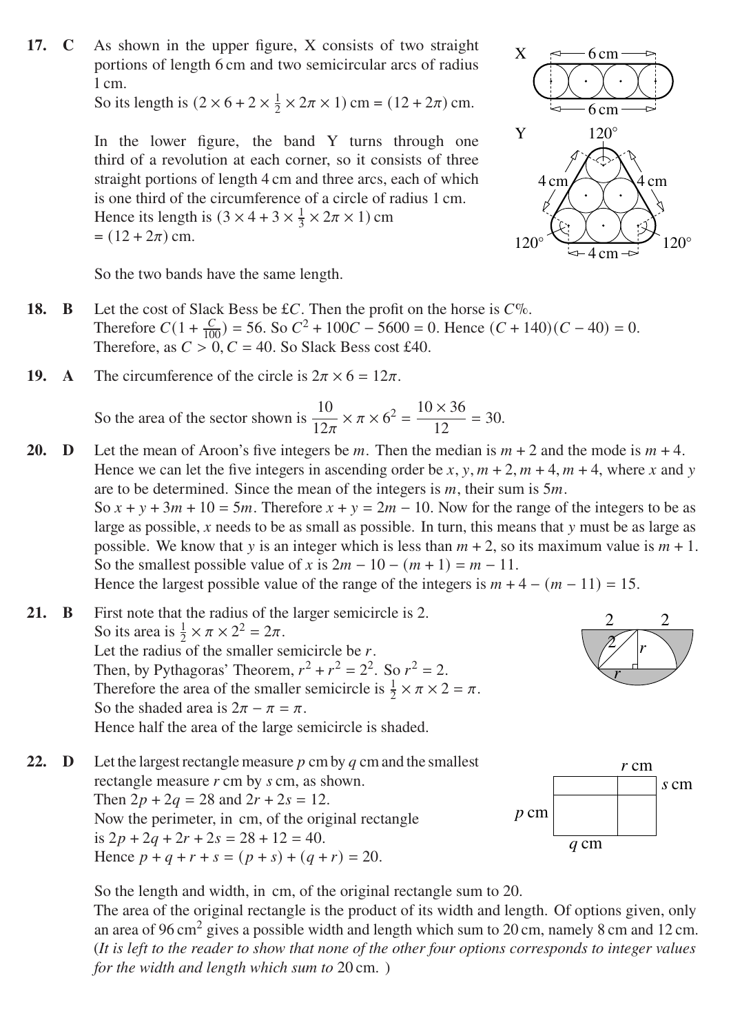**17. C** As shown in the upper figure, X consists of two straight portions of length 6 cm and two semicircular arcs of radius 1 cm.

So its length is $(2 \times 6 + 2 \times \frac{1}{2} \times 2\pi \times 1)$ cm $= (12 + 2\pi)$ cm.

In the lower figure, the band Y turns through one third of a revolution at each corner, so it consists of three straight portions of length 4 cm and three arcs, each of which is one third of the circumference of a circle of radius 1 cm.

Hence its length is $(3 \times 4 + 3 \times \frac{1}{3} \times 2\pi \times 1)$ cm $= (12 + 2\pi)$ cm.

So the two bands have the same length.

**18. B** Let the cost of Slack Bess be £$C$. Then the profit on the horse is $C$%.
Therefore $C(1 + \frac{C}{100}) = 56$. So $C^2 + 100C - 5600 = 0$. Hence $(C + 140)(C - 40) = 0$.
Therefore, as $C > 0$, $C = 40$. So Slack Bess cost £40.

**19. A** The circumference of the circle is $2\pi \times 6 = 12\pi$.

So the area of the sector shown is $\dfrac{10}{12\pi} \times \pi \times 6^2 = \dfrac{10 \times 36}{12} = 30$.

**20. D** Let the mean of Aroon's five integers be $m$. Then the median is $m + 2$ and the mode is $m + 4$. Hence we can let the five integers in ascending order be $x, y, m + 2, m + 4, m + 4$, where $x$ and $y$ are to be determined. Since the mean of the integers is $m$, their sum is $5m$.
So $x + y + 3m + 10 = 5m$. Therefore $x + y = 2m - 10$. Now for the range of the integers to be as large as possible, $x$ needs to be as small as possible. In turn, this means that $y$ must be as large as possible. We know that $y$ is an integer which is less than $m + 2$, so its maximum value is $m + 1$. So the smallest possible value of $x$ is $2m - 10 - (m + 1) = m - 11$.
Hence the largest possible value of the range of the integers is $m + 4 - (m - 11) = 15$.

**21. B** First note that the radius of the larger semicircle is 2.
So its area is $\frac{1}{2} \times \pi \times 2^2 = 2\pi$.
Let the radius of the smaller semicircle be $r$.
Then, by Pythagoras' Theorem, $r^2 + r^2 = 2^2$. So $r^2 = 2$.
Therefore the area of the smaller semicircle is $\frac{1}{2} \times \pi \times 2 = \pi$.
So the shaded area is $2\pi - \pi = \pi$.
Hence half the area of the large semicircle is shaded.

**22. D** Let the largest rectangle measure $p$ cm by $q$ cm and the smallest rectangle measure $r$ cm by $s$ cm, as shown.
Then $2p + 2q = 28$ and $2r + 2s = 12$.
Now the perimeter, in cm, of the original rectangle is $2p + 2q + 2r + 2s = 28 + 12 = 40$.
Hence $p + q + r + s = (p + s) + (q + r) = 20$.

So the length and width, in cm, of the original rectangle sum to 20.
The area of the original rectangle is the product of its width and length. Of options given, only an area of 96 cm$^2$ gives a possible width and length which sum to 20 cm, namely 8 cm and 12 cm.
(*It is left to the reader to show that none of the other four options corresponds to integer values for the width and length which sum to* 20 cm. )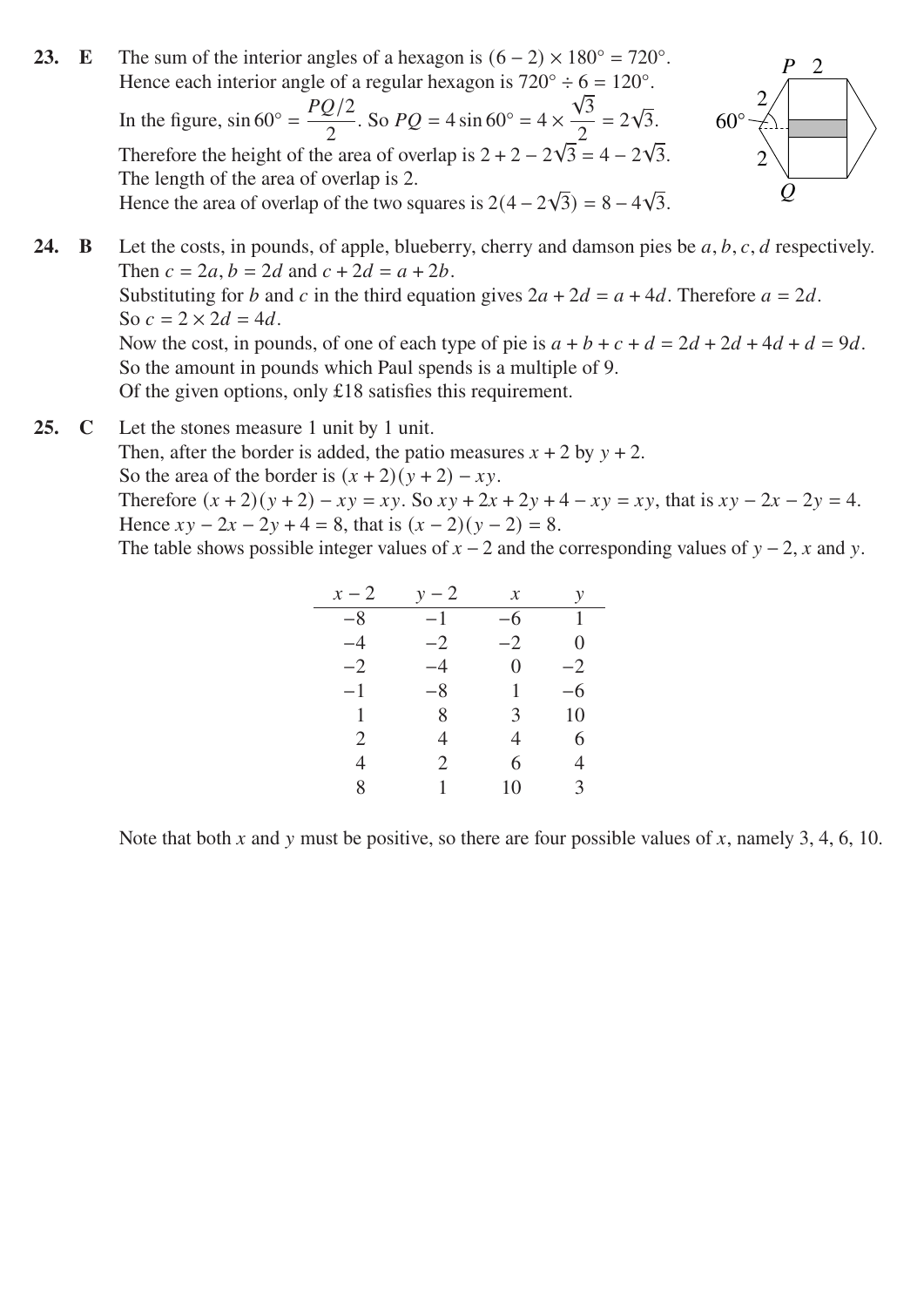**23. E** The sum of the interior angles of a hexagon is $(6-2) \times 180° = 720°$.
Hence each interior angle of a regular hexagon is $720° \div 6 = 120°$.
In the figure, $\sin 60° = \dfrac{PQ/2}{2}$. So $PQ = 4\sin 60° = 4 \times \dfrac{\sqrt{3}}{2} = 2\sqrt{3}$.
Therefore the height of the area of overlap is $2 + 2 - 2\sqrt{3} = 4 - 2\sqrt{3}$.
The length of the area of overlap is 2.
Hence the area of overlap of the two squares is $2(4 - 2\sqrt{3}) = 8 - 4\sqrt{3}$.

P 2
2
60°
2
Q

**24. B** Let the costs, in pounds, of apple, blueberry, cherry and damson pies be $a, b, c, d$ respectively.
Then $c = 2a$, $b = 2d$ and $c + 2d = a + 2b$.
Substituting for $b$ and $c$ in the third equation gives $2a + 2d = a + 4d$. Therefore $a = 2d$.
So $c = 2 \times 2d = 4d$.
Now the cost, in pounds, of one of each type of pie is $a + b + c + d = 2d + 2d + 4d + d = 9d$.
So the amount in pounds which Paul spends is a multiple of 9.
Of the given options, only £18 satisfies this requirement.

**25. C** Let the stones measure 1 unit by 1 unit.
Then, after the border is added, the patio measures $x + 2$ by $y + 2$.
So the area of the border is $(x+2)(y+2) - xy$.
Therefore $(x+2)(y+2) - xy = xy$. So $xy + 2x + 2y + 4 - xy = xy$, that is $xy - 2x - 2y = 4$.
Hence $xy - 2x - 2y + 4 = 8$, that is $(x-2)(y-2) = 8$.
The table shows possible integer values of $x - 2$ and the corresponding values of $y - 2$, $x$ and $y$.

| $x-2$ | $y-2$ | $x$ | $y$ |
|---|---|---|---|
| $-8$ | $-1$ | $-6$ | $1$ |
| $-4$ | $-2$ | $-2$ | $0$ |
| $-2$ | $-4$ | $0$ | $-2$ |
| $-1$ | $-8$ | $1$ | $-6$ |
| $1$ | $8$ | $3$ | $10$ |
| $2$ | $4$ | $4$ | $6$ |
| $4$ | $2$ | $6$ | $4$ |
| $8$ | $1$ | $10$ | $3$ |

Note that both $x$ and $y$ must be positive, so there are four possible values of $x$, namely 3, 4, 6, 10.